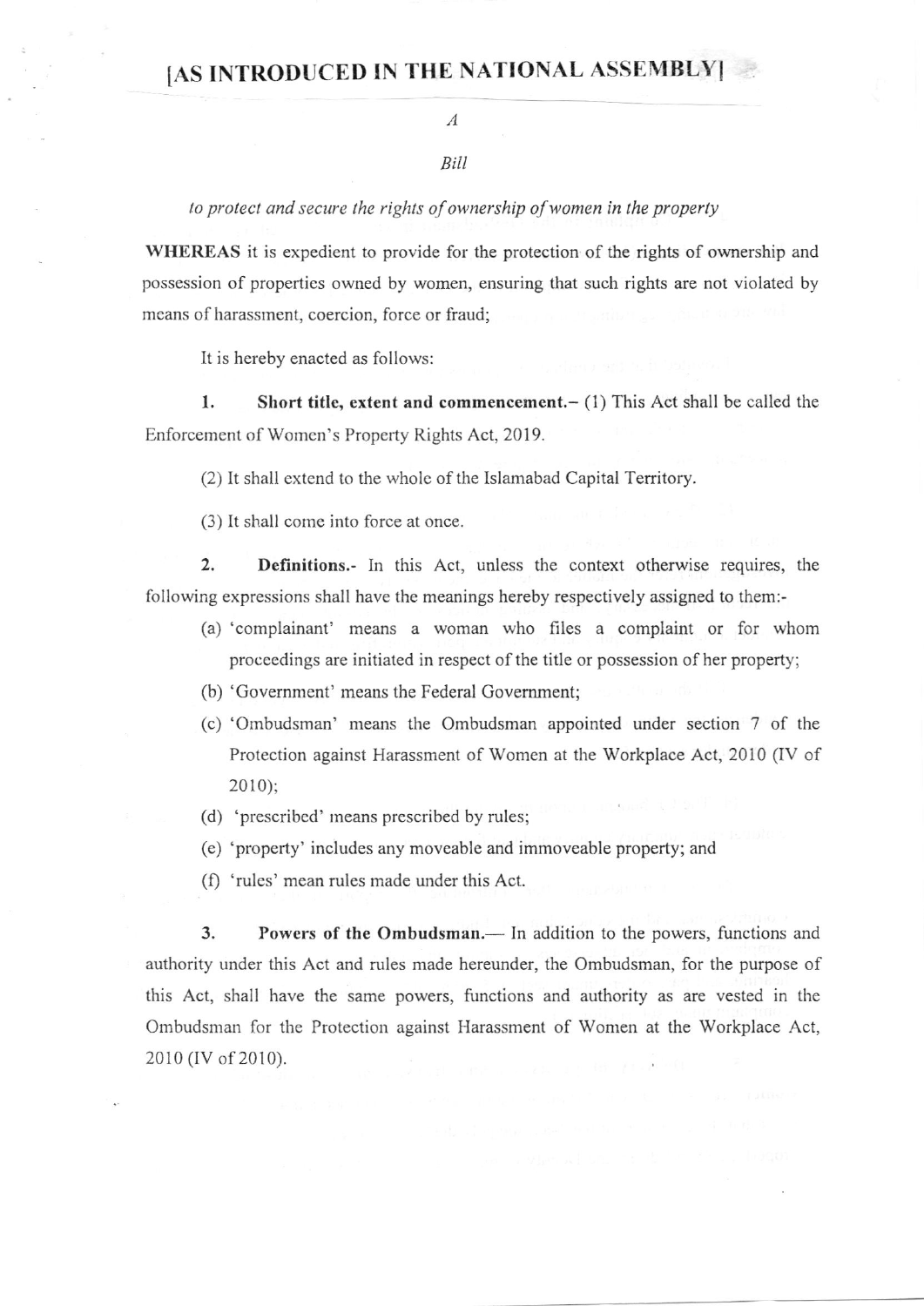# [AS INTRODUCED IN THE NATIONAL ASSEMBLY]

*A*

*Bill*

*to protect and secure the rights of ownership of women in the property*

**WHEREAS** it is expedient to provide for the protection of the rights of ownership and possession of properties owned by women, ensuring that such rights are not violated by means of harassment, coercion, force or fraud;

It is hereby enacted as follows:

1. **Short title, extent and commencement.**– (1) This Act shall be called the Enforcement of Women's Property Rights Act, 2019.

(2) It shall extend to the whole of the Islamabad Capital Territory.

(3) It shall come into force at once.

2. **Definitions.**- In this Act, unless the context otherwise requires, the following expressions shall have the meanings hereby respectively assigned to them:-

(a) 'complainant' means a woman who files a complaint or for whom proceedings are initiated in respect of the title or possession of her property;

(b) 'Government' means the Federal Government;

(c) 'Ombudsman' means the Ombudsman appointed under section 7 of the Protection against Harassment of Women at the Workplace Act, 2010 (IV of 2010);

(d) 'prescribed' means prescribed by rules;

(e) 'property' includes any moveable and immoveable property; and

(f) 'rules' mean rules made under this Act.

3. **Powers of the Ombudsman.**— In addition to the powers, functions and authority under this Act and rules made hereunder, the Ombudsman, for the purpose of this Act, shall have the same powers, functions and authority as are vested in the Ombudsman for the Protection against Harassment of Women at the Workplace Act, 2010 (IV of 2010).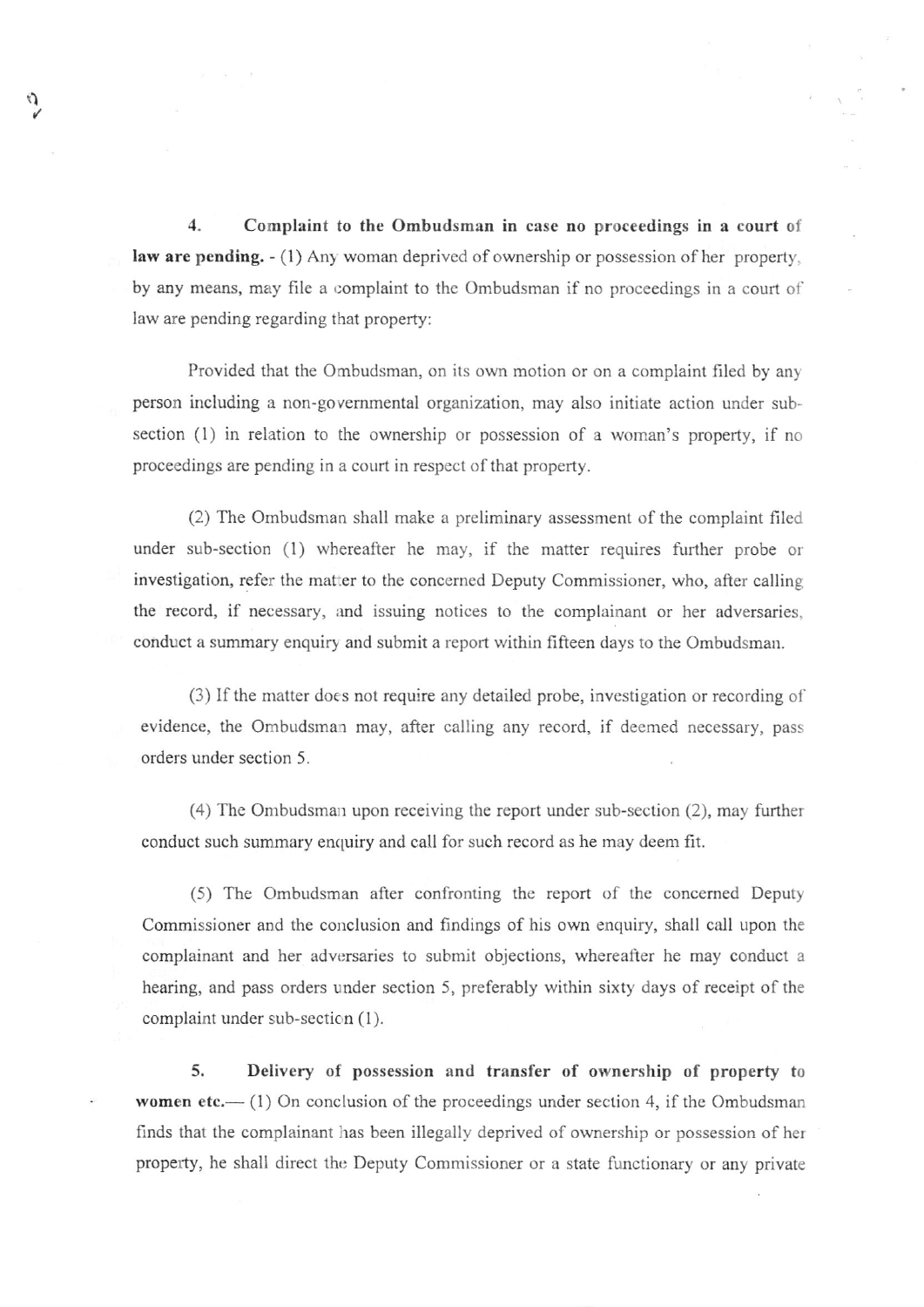**4. Complaint to the Ombudsman in case no proceedings in a court of law are pending.** - (1) Any woman deprived of ownership or possession of her property, by any means, may file a complaint to the Ombudsman if no proceedings in a court of law are pending regarding that property:

Provided that the Ombudsman, on its own motion or on a complaint filed by any person including a non-governmental organization, may also initiate action under sub-section (1) in relation to the ownership or possession of a woman's property, if no proceedings are pending in a court in respect of that property.

(2) The Ombudsman shall make a preliminary assessment of the complaint filed under sub-section (1) whereafter he may, if the matter requires further probe or investigation, refer the matter to the concerned Deputy Commissioner, who, after calling the record, if necessary, and issuing notices to the complainant or her adversaries, conduct a summary enquiry and submit a report within fifteen days to the Ombudsman.

(3) If the matter does not require any detailed probe, investigation or recording of evidence, the Ombudsman may, after calling any record, if deemed necessary, pass orders under section 5.

(4) The Ombudsman upon receiving the report under sub-section (2), may further conduct such summary enquiry and call for such record as he may deem fit.

(5) The Ombudsman after confronting the report of the concerned Deputy Commissioner and the conclusion and findings of his own enquiry, shall call upon the complainant and her adversaries to submit objections, whereafter he may conduct a hearing, and pass orders under section 5, preferably within sixty days of receipt of the complaint under sub-section (1).

**5. Delivery of possession and transfer of ownership of property to women etc.**— (1) On conclusion of the proceedings under section 4, if the Ombudsman finds that the complainant has been illegally deprived of ownership or possession of her property, he shall direct the Deputy Commissioner or a state functionary or any private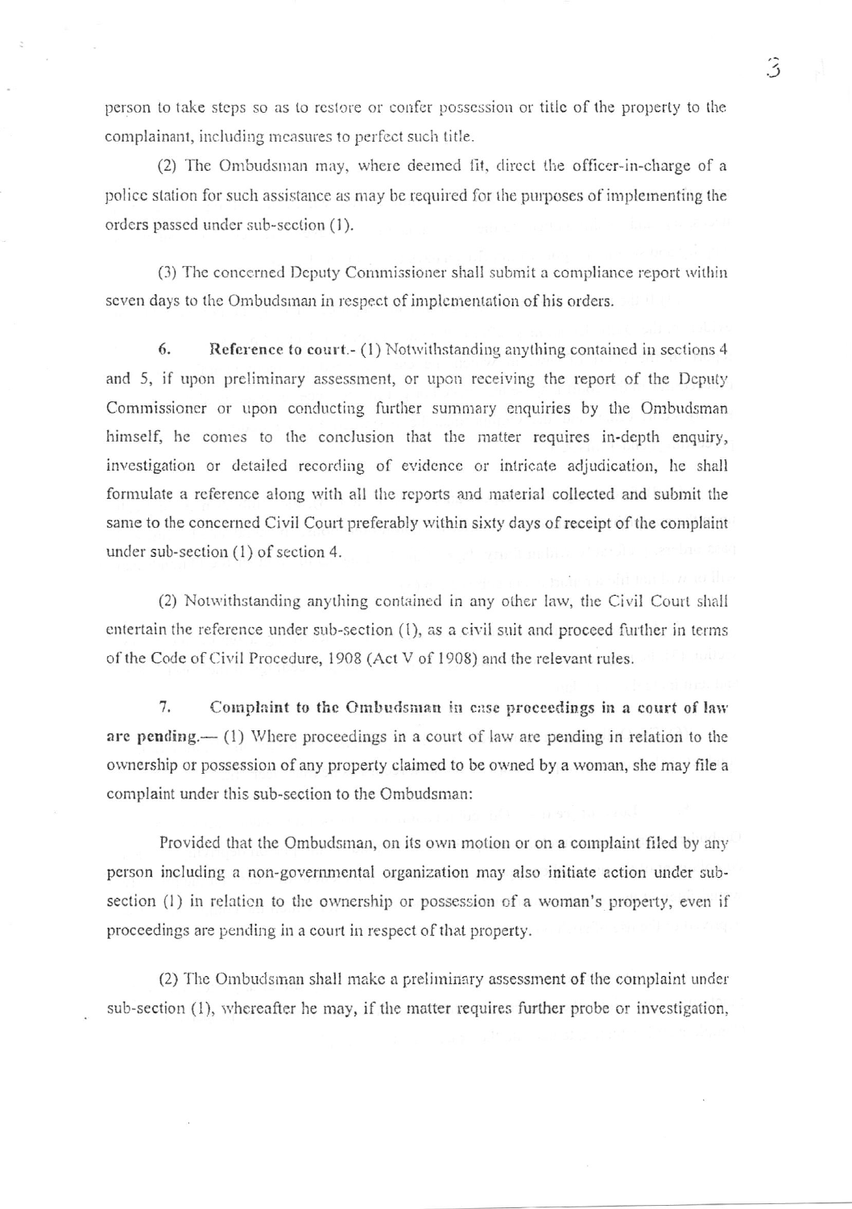person to take steps so as to restore or confer possession or title of the property to the complainant, including measures to perfect such title.

(2) The Ombudsman may, where deemed fit, direct the officer-in-charge of a police station for such assistance as may be required for the purposes of implementing the orders passed under sub-section (1).

(3) The concerned Deputy Commissioner shall submit a compliance report within seven days to the Ombudsman in respect of implementation of his orders.

6. **Reference to court.**- (1) Notwithstanding anything contained in sections 4 and 5, if upon preliminary assessment, or upon receiving the report of the Deputy Commissioner or upon conducting further summary enquiries by the Ombudsman himself, he comes to the conclusion that the matter requires in-depth enquiry, investigation or detailed recording of evidence or intricate adjudication, he shall formulate a reference along with all the reports and material collected and submit the same to the concerned Civil Court preferably within sixty days of receipt of the complaint under sub-section (1) of section 4.

(2) Notwithstanding anything contained in any other law, the Civil Court shall entertain the reference under sub-section (1), as a civil suit and proceed further in terms of the Code of Civil Procedure, 1908 (Act V of 1908) and the relevant rules.

7. **Complaint to the Ombudsman in case proceedings in a court of law are pending.**— (1) Where proceedings in a court of law are pending in relation to the ownership or possession of any property claimed to be owned by a woman, she may file a complaint under this sub-section to the Ombudsman:

Provided that the Ombudsman, on its own motion or on a complaint filed by any person including a non-governmental organization may also initiate action under sub-section (1) in relation to the ownership or possession of a woman's property, even if proceedings are pending in a court in respect of that property.

(2) The Ombudsman shall make a preliminary assessment of the complaint under sub-section (1), whereafter he may, if the matter requires further probe or investigation,